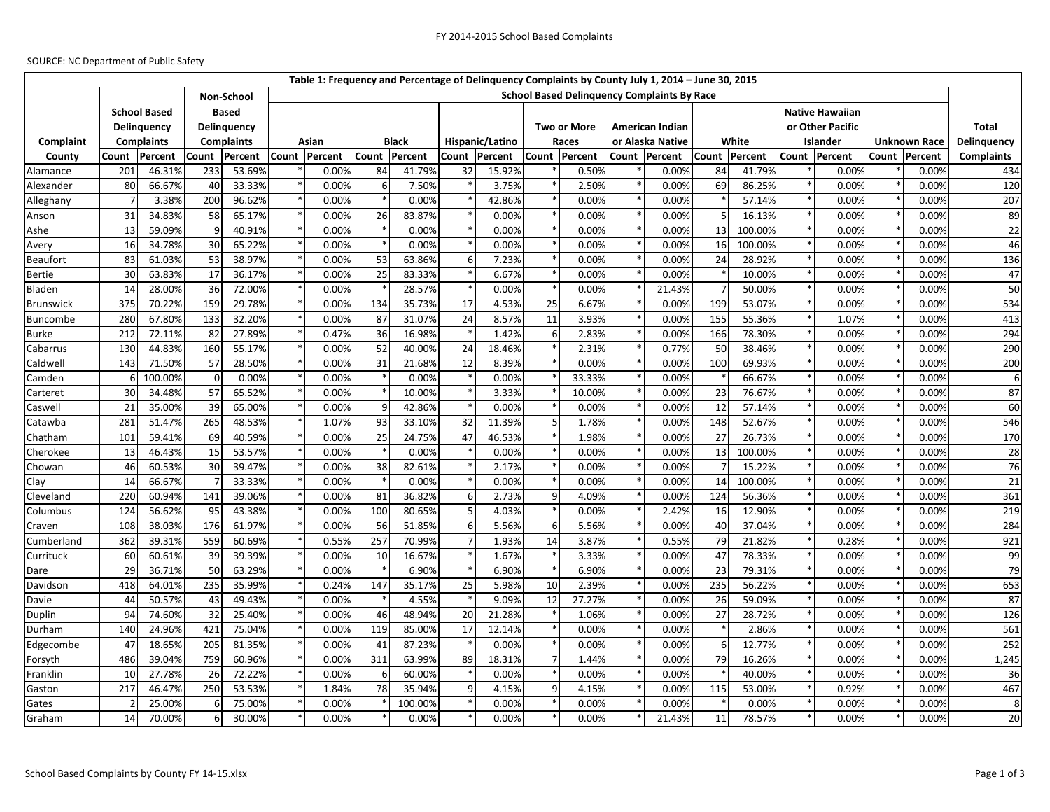SOURCE: NC Department of Public Safety

| Table 1: Frequency and Percentage of Delinquency Complaints by County July 1, 2014 – June 30, 2015 | | | | | | | | | | | | | | | | | | | | | | |
|---|---|---|---|---|---|---|---|---|---|---|---|---|---|---|---|---|---|---|---|---|---|---|
| | School Based Delinquency Complaints | | Non-School Based Delinquency Complaints | | School Based Delinquency Complaints By Race | | | | | | | | | | | | | | | | | Total Delinquency Complaints |
| | | | | | Asian | | Black | | Hispanic/Latino | | Two or More Races | | American Indian or Alaska Native | | White | | Native Hawaiian or Other Pacific Islander | | Unknown Race | | | |
| Complaint County | Count | Percent | Count | Percent | Count | Percent | Count | Percent | Count | Percent | Count | Percent | Count | Percent | Count | Percent | Count | Percent | Count | Percent | | |
| Alamance | 201 | 46.31% | 233 | 53.69% | * | 0.00% | 84 | 41.79% | 32 | 15.92% | * | 0.50% | * | 0.00% | 84 | 41.79% | * | 0.00% | * | 0.00% | | 434 |
| Alexander | 80 | 66.67% | 40 | 33.33% | * | 0.00% | 6 | 7.50% | * | 3.75% | * | 2.50% | * | 0.00% | 69 | 86.25% | * | 0.00% | * | 0.00% | | 120 |
| Alleghany | 7 | 3.38% | 200 | 96.62% | * | 0.00% | * | 0.00% | * | 42.86% | * | 0.00% | * | 0.00% | * | 57.14% | * | 0.00% | * | 0.00% | | 207 |
| Anson | 31 | 34.83% | 58 | 65.17% | * | 0.00% | 26 | 83.87% | * | 0.00% | * | 0.00% | * | 0.00% | 5 | 16.13% | * | 0.00% | * | 0.00% | | 89 |
| Ashe | 13 | 59.09% | 9 | 40.91% | * | 0.00% | * | 0.00% | * | 0.00% | * | 0.00% | * | 0.00% | 13 | 100.00% | * | 0.00% | * | 0.00% | | 22 |
| Avery | 16 | 34.78% | 30 | 65.22% | * | 0.00% | * | 0.00% | * | 0.00% | * | 0.00% | * | 0.00% | 16 | 100.00% | * | 0.00% | * | 0.00% | | 46 |
| Beaufort | 83 | 61.03% | 53 | 38.97% | * | 0.00% | 53 | 63.86% | 6 | 7.23% | * | 0.00% | * | 0.00% | 24 | 28.92% | * | 0.00% | * | 0.00% | | 136 |
| Bertie | 30 | 63.83% | 17 | 36.17% | * | 0.00% | 25 | 83.33% | * | 6.67% | * | 0.00% | * | 0.00% | * | 10.00% | * | 0.00% | * | 0.00% | | 47 |
| Bladen | 14 | 28.00% | 36 | 72.00% | * | 0.00% | * | 28.57% | * | 0.00% | * | 0.00% | * | 21.43% | 7 | 50.00% | * | 0.00% | * | 0.00% | | 50 |
| Brunswick | 375 | 70.22% | 159 | 29.78% | * | 0.00% | 134 | 35.73% | 17 | 4.53% | 25 | 6.67% | * | 0.00% | 199 | 53.07% | * | 0.00% | * | 0.00% | | 534 |
| Buncombe | 280 | 67.80% | 133 | 32.20% | * | 0.00% | 87 | 31.07% | 24 | 8.57% | 11 | 3.93% | * | 0.00% | 155 | 55.36% | * | 1.07% | * | 0.00% | | 413 |
| Burke | 212 | 72.11% | 82 | 27.89% | * | 0.47% | 36 | 16.98% | * | 1.42% | 6 | 2.83% | * | 0.00% | 166 | 78.30% | * | 0.00% | * | 0.00% | | 294 |
| Cabarrus | 130 | 44.83% | 160 | 55.17% | * | 0.00% | 52 | 40.00% | 24 | 18.46% | * | 2.31% | * | 0.77% | 50 | 38.46% | * | 0.00% | * | 0.00% | | 290 |
| Caldwell | 143 | 71.50% | 57 | 28.50% | * | 0.00% | 31 | 21.68% | 12 | 8.39% | * | 0.00% | * | 0.00% | 100 | 69.93% | * | 0.00% | * | 0.00% | | 200 |
| Camden | 6 | 100.00% | 0 | 0.00% | * | 0.00% | * | 0.00% | * | 0.00% | * | 33.33% | * | 0.00% | * | 66.67% | * | 0.00% | * | 0.00% | | 6 |
| Carteret | 30 | 34.48% | 57 | 65.52% | * | 0.00% | * | 10.00% | * | 3.33% | * | 10.00% | * | 0.00% | 23 | 76.67% | * | 0.00% | * | 0.00% | | 87 |
| Caswell | 21 | 35.00% | 39 | 65.00% | * | 0.00% | 9 | 42.86% | * | 0.00% | * | 0.00% | * | 0.00% | 12 | 57.14% | * | 0.00% | * | 0.00% | | 60 |
| Catawba | 281 | 51.47% | 265 | 48.53% | * | 1.07% | 93 | 33.10% | 32 | 11.39% | 5 | 1.78% | * | 0.00% | 148 | 52.67% | * | 0.00% | * | 0.00% | | 546 |
| Chatham | 101 | 59.41% | 69 | 40.59% | * | 0.00% | 25 | 24.75% | 47 | 46.53% | * | 1.98% | * | 0.00% | 27 | 26.73% | * | 0.00% | * | 0.00% | | 170 |
| Cherokee | 13 | 46.43% | 15 | 53.57% | * | 0.00% | * | 0.00% | * | 0.00% | * | 0.00% | * | 0.00% | 13 | 100.00% | * | 0.00% | * | 0.00% | | 28 |
| Chowan | 46 | 60.53% | 30 | 39.47% | * | 0.00% | 38 | 82.61% | * | 2.17% | * | 0.00% | * | 0.00% | 7 | 15.22% | * | 0.00% | * | 0.00% | | 76 |
| Clay | 14 | 66.67% | 7 | 33.33% | * | 0.00% | * | 0.00% | * | 0.00% | * | 0.00% | * | 0.00% | 14 | 100.00% | * | 0.00% | * | 0.00% | | 21 |
| Cleveland | 220 | 60.94% | 141 | 39.06% | * | 0.00% | 81 | 36.82% | 6 | 2.73% | 9 | 4.09% | * | 0.00% | 124 | 56.36% | * | 0.00% | * | 0.00% | | 361 |
| Columbus | 124 | 56.62% | 95 | 43.38% | * | 0.00% | 100 | 80.65% | 5 | 4.03% | * | 0.00% | * | 2.42% | 16 | 12.90% | * | 0.00% | * | 0.00% | | 219 |
| Craven | 108 | 38.03% | 176 | 61.97% | * | 0.00% | 56 | 51.85% | 6 | 5.56% | 6 | 5.56% | * | 0.00% | 40 | 37.04% | * | 0.00% | * | 0.00% | | 284 |
| Cumberland | 362 | 39.31% | 559 | 60.69% | * | 0.55% | 257 | 70.99% | 7 | 1.93% | 14 | 3.87% | * | 0.55% | 79 | 21.82% | * | 0.28% | * | 0.00% | | 921 |
| Currituck | 60 | 60.61% | 39 | 39.39% | * | 0.00% | 10 | 16.67% | * | 1.67% | * | 3.33% | * | 0.00% | 47 | 78.33% | * | 0.00% | * | 0.00% | | 99 |
| Dare | 29 | 36.71% | 50 | 63.29% | * | 0.00% | * | 6.90% | * | 6.90% | * | 6.90% | * | 0.00% | 23 | 79.31% | * | 0.00% | * | 0.00% | | 79 |
| Davidson | 418 | 64.01% | 235 | 35.99% | * | 0.24% | 147 | 35.17% | 25 | 5.98% | 10 | 2.39% | * | 0.00% | 235 | 56.22% | * | 0.00% | * | 0.00% | | 653 |
| Davie | 44 | 50.57% | 43 | 49.43% | * | 0.00% | * | 4.55% | * | 9.09% | 12 | 27.27% | * | 0.00% | 26 | 59.09% | * | 0.00% | * | 0.00% | | 87 |
| Duplin | 94 | 74.60% | 32 | 25.40% | * | 0.00% | 46 | 48.94% | 20 | 21.28% | * | 1.06% | * | 0.00% | 27 | 28.72% | * | 0.00% | * | 0.00% | | 126 |
| Durham | 140 | 24.96% | 421 | 75.04% | * | 0.00% | 119 | 85.00% | 17 | 12.14% | * | 0.00% | * | 0.00% | * | 2.86% | * | 0.00% | * | 0.00% | | 561 |
| Edgecombe | 47 | 18.65% | 205 | 81.35% | * | 0.00% | 41 | 87.23% | * | 0.00% | * | 0.00% | * | 0.00% | 6 | 12.77% | * | 0.00% | * | 0.00% | | 252 |
| Forsyth | 486 | 39.04% | 759 | 60.96% | * | 0.00% | 311 | 63.99% | 89 | 18.31% | 7 | 1.44% | * | 0.00% | 79 | 16.26% | * | 0.00% | * | 0.00% | | 1,245 |
| Franklin | 10 | 27.78% | 26 | 72.22% | * | 0.00% | 6 | 60.00% | * | 0.00% | * | 0.00% | * | 0.00% | * | 40.00% | * | 0.00% | * | 0.00% | | 36 |
| Gaston | 217 | 46.47% | 250 | 53.53% | * | 1.84% | 78 | 35.94% | 9 | 4.15% | 9 | 4.15% | * | 0.00% | 115 | 53.00% | * | 0.92% | * | 0.00% | | 467 |
| Gates | 2 | 25.00% | 6 | 75.00% | * | 0.00% | * | 100.00% | * | 0.00% | * | 0.00% | * | 0.00% | * | 0.00% | * | 0.00% | * | 0.00% | | 8 |
| Graham | 14 | 70.00% | 6 | 30.00% | * | 0.00% | * | 0.00% | * | 0.00% | * | 0.00% | * | 21.43% | 11 | 78.57% | * | 0.00% | * | 0.00% | | 20 |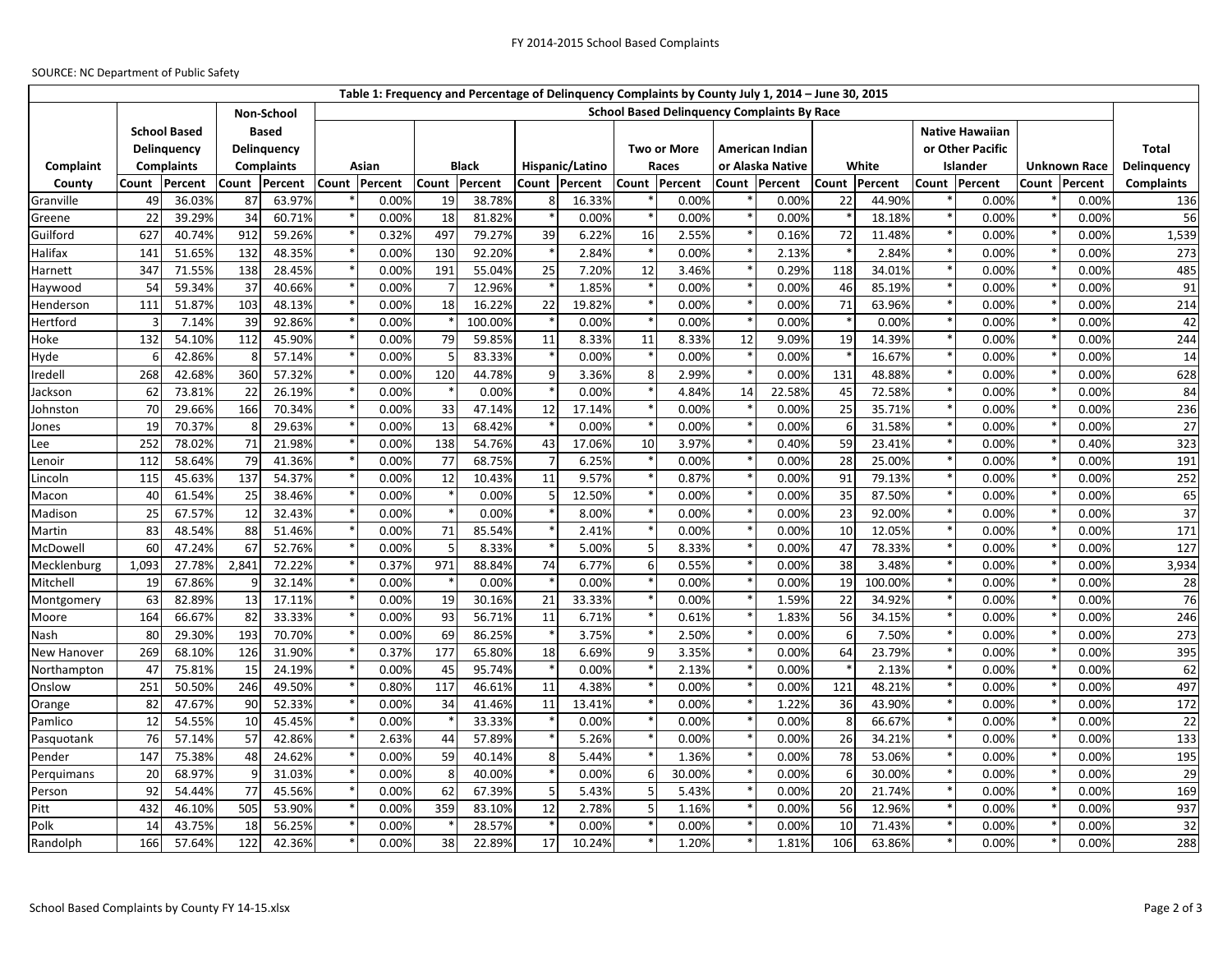SOURCE: NC Department of Public Safety

| Table 1: Frequency and Percentage of Delinquency Complaints by County July 1, 2014 – June 30, 2015 | | | | | | | | | | | | | | | | | | | | | |
|---|---|---|---|---|---|---|---|---|---|---|---|---|---|---|---|---|---|---|---|---|---|
| Complaint County | School Based Delinquency Complaints | | Non-School Based Delinquency Complaints | | School Based Delinquency Complaints By Race | | | | | | | | | | | | | | | | Total Delinquency Complaints |
| | | | | | Asian | | Black | | Hispanic/Latino | | Two or More Races | | American Indian or Alaska Native | | White | | Native Hawaiian or Other Pacific Islander | | Unknown Race | | |
| | Count | Percent | Count | Percent | Count | Percent | Count | Percent | Count | Percent | Count | Percent | Count | Percent | Count | Percent | Count | Percent | Count | Percent | |
| Granville | 49 | 36.03% | 87 | 63.97% | * | 0.00% | 19 | 38.78% | 8 | 16.33% | * | 0.00% | * | 0.00% | 22 | 44.90% | * | 0.00% | * | 0.00% | 136 |
| Greene | 22 | 39.29% | 34 | 60.71% | * | 0.00% | 18 | 81.82% | * | 0.00% | * | 0.00% | * | 0.00% | * | 18.18% | * | 0.00% | * | 0.00% | 56 |
| Guilford | 627 | 40.74% | 912 | 59.26% | * | 0.32% | 497 | 79.27% | 39 | 6.22% | 16 | 2.55% | * | 0.16% | 72 | 11.48% | * | 0.00% | * | 0.00% | 1,539 |
| Halifax | 141 | 51.65% | 132 | 48.35% | * | 0.00% | 130 | 92.20% | * | 2.84% | * | 0.00% | * | 2.13% | * | 2.84% | * | 0.00% | * | 0.00% | 273 |
| Harnett | 347 | 71.55% | 138 | 28.45% | * | 0.00% | 191 | 55.04% | 25 | 7.20% | 12 | 3.46% | * | 0.29% | 118 | 34.01% | * | 0.00% | * | 0.00% | 485 |
| Haywood | 54 | 59.34% | 37 | 40.66% | * | 0.00% | 7 | 12.96% | * | 1.85% | * | 0.00% | * | 0.00% | 46 | 85.19% | * | 0.00% | * | 0.00% | 91 |
| Henderson | 111 | 51.87% | 103 | 48.13% | * | 0.00% | 18 | 16.22% | 22 | 19.82% | * | 0.00% | * | 0.00% | 71 | 63.96% | * | 0.00% | * | 0.00% | 214 |
| Hertford | 3 | 7.14% | 39 | 92.86% | * | 0.00% | * | 100.00% | * | 0.00% | * | 0.00% | * | 0.00% | * | 0.00% | * | 0.00% | * | 0.00% | 42 |
| Hoke | 132 | 54.10% | 112 | 45.90% | * | 0.00% | 79 | 59.85% | 11 | 8.33% | 11 | 8.33% | 12 | 9.09% | 19 | 14.39% | * | 0.00% | * | 0.00% | 244 |
| Hyde | 6 | 42.86% | 8 | 57.14% | * | 0.00% | 5 | 83.33% | * | 0.00% | * | 0.00% | * | 0.00% | * | 16.67% | * | 0.00% | * | 0.00% | 14 |
| Iredell | 268 | 42.68% | 360 | 57.32% | * | 0.00% | 120 | 44.78% | 9 | 3.36% | 8 | 2.99% | * | 0.00% | 131 | 48.88% | * | 0.00% | * | 0.00% | 628 |
| Jackson | 62 | 73.81% | 22 | 26.19% | * | 0.00% | * | 0.00% | * | 0.00% | * | 4.84% | 14 | 22.58% | 45 | 72.58% | * | 0.00% | * | 0.00% | 84 |
| Johnston | 70 | 29.66% | 166 | 70.34% | * | 0.00% | 33 | 47.14% | 12 | 17.14% | * | 0.00% | * | 0.00% | 25 | 35.71% | * | 0.00% | * | 0.00% | 236 |
| Jones | 19 | 70.37% | 8 | 29.63% | * | 0.00% | 13 | 68.42% | * | 0.00% | * | 0.00% | * | 0.00% | 6 | 31.58% | * | 0.00% | * | 0.00% | 27 |
| Lee | 252 | 78.02% | 71 | 21.98% | * | 0.00% | 138 | 54.76% | 43 | 17.06% | 10 | 3.97% | * | 0.40% | 59 | 23.41% | * | 0.00% | * | 0.40% | 323 |
| Lenoir | 112 | 58.64% | 79 | 41.36% | * | 0.00% | 77 | 68.75% | 7 | 6.25% | * | 0.00% | * | 0.00% | 28 | 25.00% | * | 0.00% | * | 0.00% | 191 |
| Lincoln | 115 | 45.63% | 137 | 54.37% | * | 0.00% | 12 | 10.43% | 11 | 9.57% | * | 0.87% | * | 0.00% | 91 | 79.13% | * | 0.00% | * | 0.00% | 252 |
| Macon | 40 | 61.54% | 25 | 38.46% | * | 0.00% | * | 0.00% | 5 | 12.50% | * | 0.00% | * | 0.00% | 35 | 87.50% | * | 0.00% | * | 0.00% | 65 |
| Madison | 25 | 67.57% | 12 | 32.43% | * | 0.00% | * | 0.00% | * | 8.00% | * | 0.00% | * | 0.00% | 23 | 92.00% | * | 0.00% | * | 0.00% | 37 |
| Martin | 83 | 48.54% | 88 | 51.46% | * | 0.00% | 71 | 85.54% | * | 2.41% | * | 0.00% | * | 0.00% | 10 | 12.05% | * | 0.00% | * | 0.00% | 171 |
| McDowell | 60 | 47.24% | 67 | 52.76% | * | 0.00% | 5 | 8.33% | * | 5.00% | 5 | 8.33% | * | 0.00% | 47 | 78.33% | * | 0.00% | * | 0.00% | 127 |
| Mecklenburg | 1,093 | 27.78% | 2,841 | 72.22% | * | 0.37% | 971 | 88.84% | 74 | 6.77% | 6 | 0.55% | * | 0.00% | 38 | 3.48% | * | 0.00% | * | 0.00% | 3,934 |
| Mitchell | 19 | 67.86% | 9 | 32.14% | * | 0.00% | * | 0.00% | * | 0.00% | * | 0.00% | * | 0.00% | 19 | 100.00% | * | 0.00% | * | 0.00% | 28 |
| Montgomery | 63 | 82.89% | 13 | 17.11% | * | 0.00% | 19 | 30.16% | 21 | 33.33% | * | 0.00% | * | 1.59% | 22 | 34.92% | * | 0.00% | * | 0.00% | 76 |
| Moore | 164 | 66.67% | 82 | 33.33% | * | 0.00% | 93 | 56.71% | 11 | 6.71% | * | 0.61% | * | 1.83% | 56 | 34.15% | * | 0.00% | * | 0.00% | 246 |
| Nash | 80 | 29.30% | 193 | 70.70% | * | 0.00% | 69 | 86.25% | * | 3.75% | * | 2.50% | * | 0.00% | 6 | 7.50% | * | 0.00% | * | 0.00% | 273 |
| New Hanover | 269 | 68.10% | 126 | 31.90% | * | 0.37% | 177 | 65.80% | 18 | 6.69% | 9 | 3.35% | * | 0.00% | 64 | 23.79% | * | 0.00% | * | 0.00% | 395 |
| Northampton | 47 | 75.81% | 15 | 24.19% | * | 0.00% | 45 | 95.74% | * | 0.00% | * | 2.13% | * | 0.00% | * | 2.13% | * | 0.00% | * | 0.00% | 62 |
| Onslow | 251 | 50.50% | 246 | 49.50% | * | 0.80% | 117 | 46.61% | 11 | 4.38% | * | 0.00% | * | 0.00% | 121 | 48.21% | * | 0.00% | * | 0.00% | 497 |
| Orange | 82 | 47.67% | 90 | 52.33% | * | 0.00% | 34 | 41.46% | 11 | 13.41% | * | 0.00% | * | 1.22% | 36 | 43.90% | * | 0.00% | * | 0.00% | 172 |
| Pamlico | 12 | 54.55% | 10 | 45.45% | * | 0.00% | * | 33.33% | * | 0.00% | * | 0.00% | * | 0.00% | 8 | 66.67% | * | 0.00% | * | 0.00% | 22 |
| Pasquotank | 76 | 57.14% | 57 | 42.86% | * | 2.63% | 44 | 57.89% | * | 5.26% | * | 0.00% | * | 0.00% | 26 | 34.21% | * | 0.00% | * | 0.00% | 133 |
| Pender | 147 | 75.38% | 48 | 24.62% | * | 0.00% | 59 | 40.14% | 8 | 5.44% | * | 1.36% | * | 0.00% | 78 | 53.06% | * | 0.00% | * | 0.00% | 195 |
| Perquimans | 20 | 68.97% | 9 | 31.03% | * | 0.00% | 8 | 40.00% | * | 0.00% | 6 | 30.00% | * | 0.00% | 6 | 30.00% | * | 0.00% | * | 0.00% | 29 |
| Person | 92 | 54.44% | 77 | 45.56% | * | 0.00% | 62 | 67.39% | 5 | 5.43% | 5 | 5.43% | * | 0.00% | 20 | 21.74% | * | 0.00% | * | 0.00% | 169 |
| Pitt | 432 | 46.10% | 505 | 53.90% | * | 0.00% | 359 | 83.10% | 12 | 2.78% | 5 | 1.16% | * | 0.00% | 56 | 12.96% | * | 0.00% | * | 0.00% | 937 |
| Polk | 14 | 43.75% | 18 | 56.25% | * | 0.00% | * | 28.57% | * | 0.00% | * | 0.00% | * | 0.00% | 10 | 71.43% | * | 0.00% | * | 0.00% | 32 |
| Randolph | 166 | 57.64% | 122 | 42.36% | * | 0.00% | 38 | 22.89% | 17 | 10.24% | * | 1.20% | * | 1.81% | 106 | 63.86% | * | 0.00% | * | 0.00% | 288 |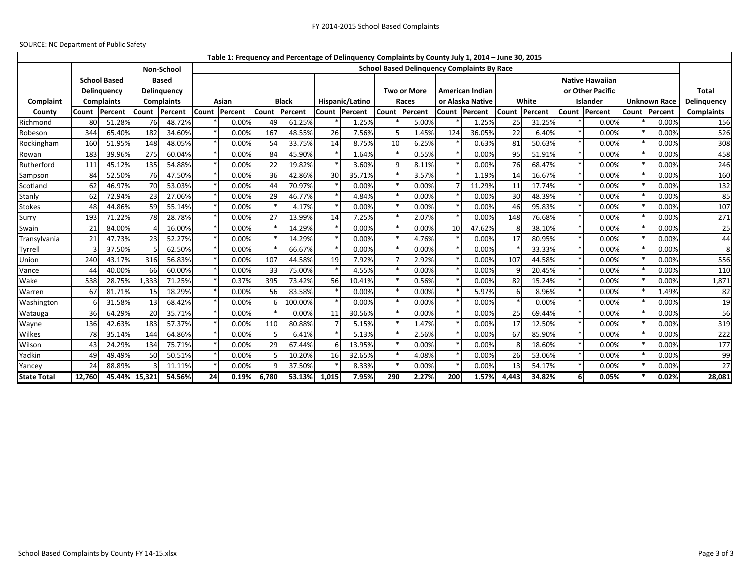SOURCE: NC Department of Public Safety

| Table 1: Frequency and Percentage of Delinquency Complaints by County July 1, 2014 – June 30, 2015 | | | | | | | | | | | | | | | | | | | | | | |
|---|---|---|---|---|---|---|---|---|---|---|---|---|---|---|---|---|---|---|---|---|---|---|
| | | | | | School Based Delinquency Complaints By Race | | | | | | | | | | | | | | | | | |
| Complaint County | School Based Delinquency Complaints | | Non-School Based Delinquency Complaints | | Asian | | Black | | Hispanic/Latino | | Two or More Races | | American Indian or Alaska Native | | White | | Native Hawaiian or Other Pacific Islander | | Unknown Race | | Total Delinquency Complaints |
| | Count | Percent | Count | Percent | Count | Percent | Count | Percent | Count | Percent | Count | Percent | Count | Percent | Count | Percent | Count | Percent | Count | Percent | |
| Richmond | 80 | 51.28% | 76 | 48.72% | * | 0.00% | 49 | 61.25% | * | 1.25% | * | 5.00% | * | 1.25% | 25 | 31.25% | * | 0.00% | * | 0.00% | 156 |
| Robeson | 344 | 65.40% | 182 | 34.60% | * | 0.00% | 167 | 48.55% | 26 | 7.56% | 5 | 1.45% | 124 | 36.05% | 22 | 6.40% | * | 0.00% | * | 0.00% | 526 |
| Rockingham | 160 | 51.95% | 148 | 48.05% | * | 0.00% | 54 | 33.75% | 14 | 8.75% | 10 | 6.25% | * | 0.63% | 81 | 50.63% | * | 0.00% | * | 0.00% | 308 |
| Rowan | 183 | 39.96% | 275 | 60.04% | * | 0.00% | 84 | 45.90% | * | 1.64% | * | 0.55% | * | 0.00% | 95 | 51.91% | * | 0.00% | * | 0.00% | 458 |
| Rutherford | 111 | 45.12% | 135 | 54.88% | * | 0.00% | 22 | 19.82% | * | 3.60% | 9 | 8.11% | * | 0.00% | 76 | 68.47% | * | 0.00% | * | 0.00% | 246 |
| Sampson | 84 | 52.50% | 76 | 47.50% | * | 0.00% | 36 | 42.86% | 30 | 35.71% | * | 3.57% | * | 1.19% | 14 | 16.67% | * | 0.00% | * | 0.00% | 160 |
| Scotland | 62 | 46.97% | 70 | 53.03% | * | 0.00% | 44 | 70.97% | * | 0.00% | * | 0.00% | 7 | 11.29% | 11 | 17.74% | * | 0.00% | * | 0.00% | 132 |
| Stanly | 62 | 72.94% | 23 | 27.06% | * | 0.00% | 29 | 46.77% | * | 4.84% | * | 0.00% | * | 0.00% | 30 | 48.39% | * | 0.00% | * | 0.00% | 85 |
| Stokes | 48 | 44.86% | 59 | 55.14% | * | 0.00% | * | 4.17% | * | 0.00% | * | 0.00% | * | 0.00% | 46 | 95.83% | * | 0.00% | * | 0.00% | 107 |
| Surry | 193 | 71.22% | 78 | 28.78% | * | 0.00% | 27 | 13.99% | 14 | 7.25% | * | 2.07% | * | 0.00% | 148 | 76.68% | * | 0.00% | * | 0.00% | 271 |
| Swain | 21 | 84.00% | 4 | 16.00% | * | 0.00% | * | 14.29% | * | 0.00% | * | 0.00% | 10 | 47.62% | 8 | 38.10% | * | 0.00% | * | 0.00% | 25 |
| Transylvania | 21 | 47.73% | 23 | 52.27% | * | 0.00% | * | 14.29% | * | 0.00% | * | 4.76% | * | 0.00% | 17 | 80.95% | * | 0.00% | * | 0.00% | 44 |
| Tyrrell | 3 | 37.50% | 5 | 62.50% | * | 0.00% | * | 66.67% | * | 0.00% | * | 0.00% | * | 0.00% | * | 33.33% | * | 0.00% | * | 0.00% | 8 |
| Union | 240 | 43.17% | 316 | 56.83% | * | 0.00% | 107 | 44.58% | 19 | 7.92% | 7 | 2.92% | * | 0.00% | 107 | 44.58% | * | 0.00% | * | 0.00% | 556 |
| Vance | 44 | 40.00% | 66 | 60.00% | * | 0.00% | 33 | 75.00% | * | 4.55% | * | 0.00% | * | 0.00% | 9 | 20.45% | * | 0.00% | * | 0.00% | 110 |
| Wake | 538 | 28.75% | 1,333 | 71.25% | * | 0.37% | 395 | 73.42% | 56 | 10.41% | * | 0.56% | * | 0.00% | 82 | 15.24% | * | 0.00% | * | 0.00% | 1,871 |
| Warren | 67 | 81.71% | 15 | 18.29% | * | 0.00% | 56 | 83.58% | * | 0.00% | * | 0.00% | * | 5.97% | 6 | 8.96% | * | 0.00% | * | 1.49% | 82 |
| Washington | 6 | 31.58% | 13 | 68.42% | * | 0.00% | 6 | 100.00% | * | 0.00% | * | 0.00% | * | 0.00% | * | 0.00% | * | 0.00% | * | 0.00% | 19 |
| Watauga | 36 | 64.29% | 20 | 35.71% | * | 0.00% | * | 0.00% | 11 | 30.56% | * | 0.00% | * | 0.00% | 25 | 69.44% | * | 0.00% | * | 0.00% | 56 |
| Wayne | 136 | 42.63% | 183 | 57.37% | * | 0.00% | 110 | 80.88% | 7 | 5.15% | * | 1.47% | * | 0.00% | 17 | 12.50% | * | 0.00% | * | 0.00% | 319 |
| Wilkes | 78 | 35.14% | 144 | 64.86% | * | 0.00% | 5 | 6.41% | * | 5.13% | * | 2.56% | * | 0.00% | 67 | 85.90% | * | 0.00% | * | 0.00% | 222 |
| Wilson | 43 | 24.29% | 134 | 75.71% | * | 0.00% | 29 | 67.44% | 6 | 13.95% | * | 0.00% | * | 0.00% | 8 | 18.60% | * | 0.00% | * | 0.00% | 177 |
| Yadkin | 49 | 49.49% | 50 | 50.51% | * | 0.00% | 5 | 10.20% | 16 | 32.65% | * | 4.08% | * | 0.00% | 26 | 53.06% | * | 0.00% | * | 0.00% | 99 |
| Yancey | 24 | 88.89% | 3 | 11.11% | * | 0.00% | 9 | 37.50% | * | 8.33% | * | 0.00% | * | 0.00% | 13 | 54.17% | * | 0.00% | * | 0.00% | 27 |
| **State Total** | **12,760** | **45.44%** | **15,321** | **54.56%** | **24** | **0.19%** | **6,780** | **53.13%** | **1,015** | **7.95%** | **290** | **2.27%** | **200** | **1.57%** | **4,443** | **34.82%** | **6** | **0.05%** | ***** | **0.02%** | **28,081** |